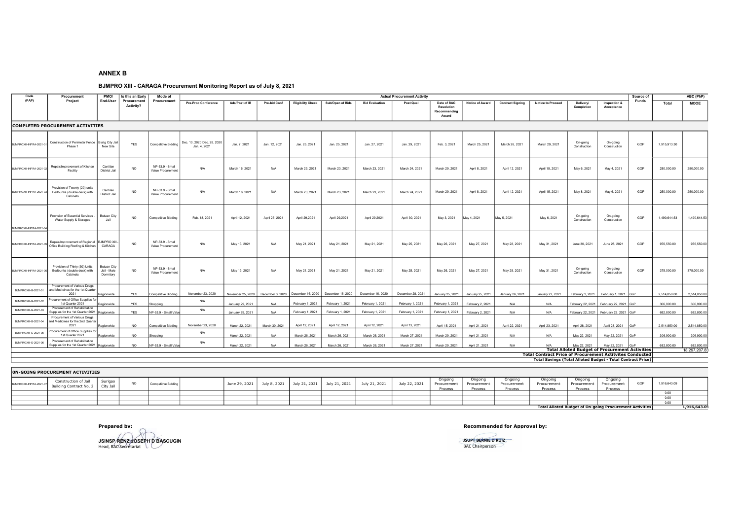## ANNEX B

### BJMPRO XIII - CARAGA Procurement Monitoring Report as of July 8, 2021

| Code (PAP) | Procurement Project | PMO/ End-User | Is this an Early Procurement Activity? | Mode of Procurement | Actual Procurement Activity | | | | | | | | | | | | | | Source of Funds | ABC (PhP) | |
|---|---|---|---|---|---|---|---|---|---|---|---|---|---|---|---|---|---|---|---|---|---|
| | | | | | Pre-Proc Conference | Ads/Post of IB | Pre-bid Conf | Eligibility Check | Sub/Open of Bids | Bid Evaluation | Post Qual | Date of BAC Resolution Recommending Award | Notice of Award | Contract Signing | Notice to Proceed | Delivery/ Completion | Inspection & Acceptance | | | Total | MOOE |
| **COMPLETED PROCUREMENT ACTIVITIES** | | | | | | | | | | | | | | | | | | | | | |
| BJMPROXIII-INFRA-2021-01 | Construction of Perimeter Fence Phase 1 | Bislig City Jail New Site | YES | Competitive Bidding | Dec. 10, 2020 Dec. 28, 2020 Jan. 4, 2021 | Jan. 7, 2021 | Jan. 12, 2021 | Jan. 25, 2021 | Jan. 25, 2021 | Jan. 27, 2021 | Jan. 29, 2021 | Feb. 3, 2021 | March 25, 2021 | March 26, 2021 | March 29, 2021 | On-going Construction | On-going Construction | | GOP | 7,915,913.30 | |
| BJMPROXIII-INFRA-2021-02 | Repair/Improvement of Kitchen Facility | Cantilan District Jail | NO | NP-53.9 - Small Value Procurement | N/A | March 16, 2021 | N/A | March 23, 2021 | March 23, 2021 | March 23, 2021 | March 24, 2021 | March 29, 2021 | April 8, 2021 | April 12, 2021 | April 15, 2021 | May 6, 2021 | May 4, 2021 | | GOP | 280,000.00 | 280,000.00 |
| BJMPROXIII-INFRA-2021-03 | Provision of Twenty (20) units Bedbunks (double deck) with Cabinets | Cantilan District Jail | NO | NP-53.9 - Small Value Procurement | N/A | March 16, 2021 | N/A | March 23, 2021 | March 23, 2021 | March 23, 2021 | March 24, 2021 | March 29, 2021 | April 8, 2021 | April 12, 2021 | April 15, 2021 | May 8, 2021 | May 6, 2021 | | GOP | 250,000.00 | 250,000.00 |
| BJMPROXIII-INFRA-2021-04 | Provision of Essential Services - Water Supply & Storages | Butuan City Jail | NO | Competitive Bidding | Feb. 18, 2021 | April 12, 2021 | April 26, 2021 | April 29,2021 | April 29,2021 | April 29,2021 | April 30, 2021 | May 3, 2021 | May 4, 2021 | May 5, 2021 | May 6, 2021 | On-going Construction | On-going Construction | | GOP | 1,490,644.53 | 1,490,644.53 |
| BJMPROXIII-INFRA-2021-05 | Repair/Improvement of Regional Office Building Roofing & Kitchen | BJMPRO XIII - CARAGA | NO | NP-53.9 - Small Value Procurement | N/A | May 13, 2021 | N/A | May 21, 2021 | May 21, 2021 | May 21, 2021 | May 25, 2021 | May 26, 2021 | May 27, 2021 | May 28, 2021 | May 31, 2021 | June 30, 2021 | June 28, 2021 | | GOP | 976,550.00 | 976,550.00 |
| BJMPROXIII-INFRA-2021-06 | Provision of Thirty (30) Units Bedbunks (double deck) with Cabinets | Butuan City Jail - Male Dormitory | NO | NP-53.9 - Small Value Procurement | N/A | May 13, 2021 | N/A | May 21, 2021 | May 21, 2021 | May 21, 2021 | May 25, 2021 | May 26, 2021 | May 27, 2021 | May 28, 2021 | May 31, 2021 | On-going Construction | On-going Construction | | GOP | 375,000.00 | 375,000.00 |
| BJMPROXIII-G-2021-01 | Procurement of Various Drugs and Medicines for the 1st Quarter 2021 | Regionwide | YES | Competitive Bidding | November 23, 2020 | November 25, 2020 | December 3, 2020 | December 16, 2020 | December 16, 2020 | December 16, 2020 | December 28, 2021 | January 25, 2021 | January 25, 2021 | January 26, 2021 | January 27, 2021 | February 1, 2021 | February 1, 2021 | | GoP | 2,514,850.00 | 2,514,850.00 |
| BJMPROXIII-G-2021-02 | Procurement of Office Supplies for 1st Quarter 2021 | Regionwide | YES | Shopping | N/A | January 29, 2021 | N/A | February 1, 2021 | February 1, 2021 | February 1, 2021 | February 1, 2021 | February 1, 2021 | February 2, 2021 | N/A | N/A | February 22, 2021 | February 22, 2021 | | GoP | 306,900.00 | 306,900.00 |
| BJMPROXIII-G-2021-03 | Procurement of Rehabilitation Supplies for the 1st Quarter 2021 | Regionwide | YES | NP-53.9 - Small Value | N/A | January 29, 2021 | N/A | February 1, 2021 | February 1, 2021 | February 1, 2021 | February 1, 2021 | February 1, 2021 | February 2, 2021 | N/A | N/A | February 22, 2021 | February 22, 2021 | | GoP | 682,800.00 | 682,800.00 |
| BJMPROXIII-G-2021-04 | Procurement of Various Drugs and Medicines for the 2nd Quarter 2021 | Regionwide | NO | Competitive Bidding | November 23, 2020 | March 22, 2021 | March 30, 2021 | April 12, 2021 | April 12, 2021 | April 12, 2021 | April 13, 2021 | April 15, 2021 | April 21, 2021 | April 22, 2021 | April 23, 2021 | April 28, 2021 | April 28, 2021 | | GoP | 2,514,850.00 | 2,514,850.00 |
| BJMPROXIII-G-2021-05 | Procurement of Office Supplies for 1st Quarter 2021 | Regionwide | NO | Shopping | N/A | March 22, 2021 | N/A | March 26, 2021 | March 26, 2021 | March 26, 2021 | March 27, 2021 | March 29, 2021 | April 21, 2021 | N/A | N/A | May 22, 2021 | May 22, 2021 | | GoP | 306,900.00 | 306,900.00 |
| BJMPROXIII-G-2021-06 | Procurement of Rehabilitation Supplies for the 1st Quarter 2021 | Regionwide | NO | NP-53.9 - Small Value | N/A | March 22, 2021 | N/A | March 26, 2021 | March 26, 2021 | March 26, 2021 | March 27, 2021 | March 29, 2021 | April 21, 2021 | N/A | N/A | May 22, 2021 | May 22, 2021 | | GoP | 682,800.00 | 682,800.00 |
| | | | | | | | | | | | | | | | | **Total Alloted Budget of Procurement Activities** | | | | | 18,297,207.83 |
| | | | | | | | | | | | | | | | | **Total Contract Price of Procurement Actitvites Conducted** | | | | | |
| | | | | | | | | | | | | | | | | **Total Savings (Total Alloted Budget - Total Contract Price)** | | | | | |
| **0N-GOING PROCUREMENT ACTIVITIES** | | | | | | | | | | | | | | | | | | | | | |
| BJMPROXIII-INFRA-2021-07 | Construction of Jail Building Contract No. 2 | Surigao City Jail | NO | Competitive Bidding | | June 29, 2021 | July 8, 2021 | July 21, 2021 | July 21, 2021 | July 21, 2021 | July 22, 2021 | Ongoing Procurement Process | Ongoing Procurement Process | Ongoing Procurement Process | Ongoing Procurement Process | Ongoing Procurement Process | Ongoing Procurement Process | | GOP | 1,916,643.09 | |
| | | | | | | | | | | | | | | | | | | | | 0.00 | |
| | | | | | | | | | | | | | | | | | | | | 0.00 | |
| | | | | | | | | | | | | | | | | | | | | 0.00 | |
| | | | | | | | | | | | | | | | | **Total Alloted Budget of On-going Procurement Activities** | | | | | 1,916,643.09 |

**Prepared by:**

JSINSP RENZ JOSEPH D BASCUGIN
Head, BAC Secretariat

**Recommended for Approval by:**

JSUPT BERNIE D RUIZ
BAC Chairperson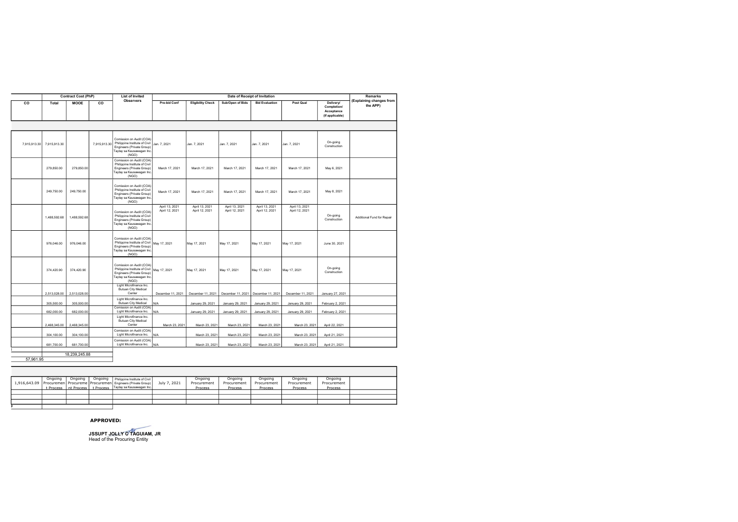| CO | Contract Cost (PhP) | | | List of Invited Observers | Date of Receipt of Invitation | | | | | | Remarks (Explaining changes from the APP) |
|---|---|---|---|---|---|---|---|---|---|---|---|
| | Total | MOOE | CO | | Pre-bid Conf | Eligibility Check | Sub/Open of Bids | Bid Evaluation | Post Qual | Delivery/ Completion/ Acceptance (If applicable) | |
| | | | | | | | | | | | |
| 7,915,913.30 | 7,915,913.30 | | 7,915,913.30 | Comission on Audit (COA) Philippine Institute of Civil Engineers (Private Group) Taytay sa Kausawagan Inc. (NGO) | Jan. 7, 2021 | Jan. 7, 2021 | Jan. 7, 2021 | Jan. 7, 2021 | Jan. 7, 2021 | On-going Construction | |
| | 279,850.00 | 279,850.00 | | Comission on Audit (COA) Philippine Institute of Civil Engineers (Private Group) Taytay sa Kausawagan Inc. (NGO) | March 17, 2021 | March 17, 2021 | March 17, 2021 | March 17, 2021 | March 17, 2021 | May 6, 2021 | |
| | 249,750.00 | 249,750.00 | | Comission on Audit (COA) Philippine Institute of Civil Engineers (Private Group) Taytay sa Kausawagan Inc. (NGO) | March 17, 2021 | March 17, 2021 | March 17, 2021 | March 17, 2021 | March 17, 2021 | May 8, 2021 | |
| | 1,488,592.68 | 1,488,592.68 | | Comission on Audit (COA) Philippine Institute of Civil Engineers (Private Group) Taytay sa Kausawagan Inc. (NGO) | April 13, 2021 April 12, 2021 | April 13, 2021 April 12, 2021 | April 13, 2021 April 12, 2021 | April 13, 2021 April 12, 2021 | April 13, 2021 April 12, 2021 | On-going Construction | Additional Fund for Repair |
| | 976,046.00 | 976,046.00 | | Comission on Audit (COA) Philippine Institute of Civil Engineers (Private Group) Taytay sa Kausawagan Inc. (NGO) | May 17, 2021 | May 17, 2021 | May 17, 2021 | May 17, 2021 | May 17, 2021 | June 30, 2021 | |
| | 374,420.90 | 374,420.90 | | Comission on Audit (COA) Philippine Institute of Civil Engineers (Private Group) Taytay sa Kausawagan Inc. (NGO) | May 17, 2021 | May 17, 2021 | May 17, 2021 | May 17, 2021 | May 17, 2021 | On-going Construction | |
| | 2,513,028.00 | 2,513,028.00 | | Light Microfinance Inc. Butuan City Medical Center | December 11, 2021 | December 11, 2021 | December 11, 2021 | December 11, 2021 | December 11, 2021 | January 27, 2021 | |
| | 305,500.00 | 305,500.00 | | Light Microfinance Inc. Butuan City Medical | N/A | January 29, 2021 | January 29, 2021 | January 29, 2021 | January 29, 2021 | February 2, 2021 | |
| | 682,000.00 | 682,000.00 | | Comission on Audit (COA) Light Microfinance Inc. | N/A | January 29, 2021 | January 29, 2021 | January 29, 2021 | January 29, 2021 | February 2, 2021 | |
| | 2,468,345.00 | 2,468,345.00 | | Light Microfinance Inc. Butuan City Medical Center | March 23, 2021 | March 23, 2021 | March 23, 2021 | March 23, 2021 | March 23, 2021 | April 22, 2021 | |
| | 304,100.00 | 304,100.00 | | Comission on Audit (COA) Light Microfinance Inc. | N/A | March 23, 2021 | March 23, 2021 | March 23, 2021 | March 23, 2021 | April 21, 2021 | |
| | 681,700.00 | 681,700.00 | | Comission on Audit (COA) Light Microfinance Inc. | N/A | March 23, 2021 | March 23, 2021 | March 23, 2021 | March 23, 2021 | April 21, 2021 | |
| | | 18,239,245.88 | | | | | | | | | |
| 57,961.95 | | | | | | | | | | | |

| | | | | | | | | | | | |
|---|---|---|---|---|---|---|---|---|---|---|---|
| 1,916,643.09 | Ongoing Procurement Process | Ongoing Procurement Process | Ongoing Procurement Process | Philippine Institute of Civil Engineers (Private Group) Taytay sa Kausawagan Inc. | July 7, 2021 | Ongoing Procurement Process | Ongoing Procurement Process | Ongoing Procurement Process | Ongoing Procurement Process | Ongoing Procurement Process | |

**APPROVED:**

**JSSUPT JOLLY C TAGUIAM, JR**
Head of the Procuring Entity